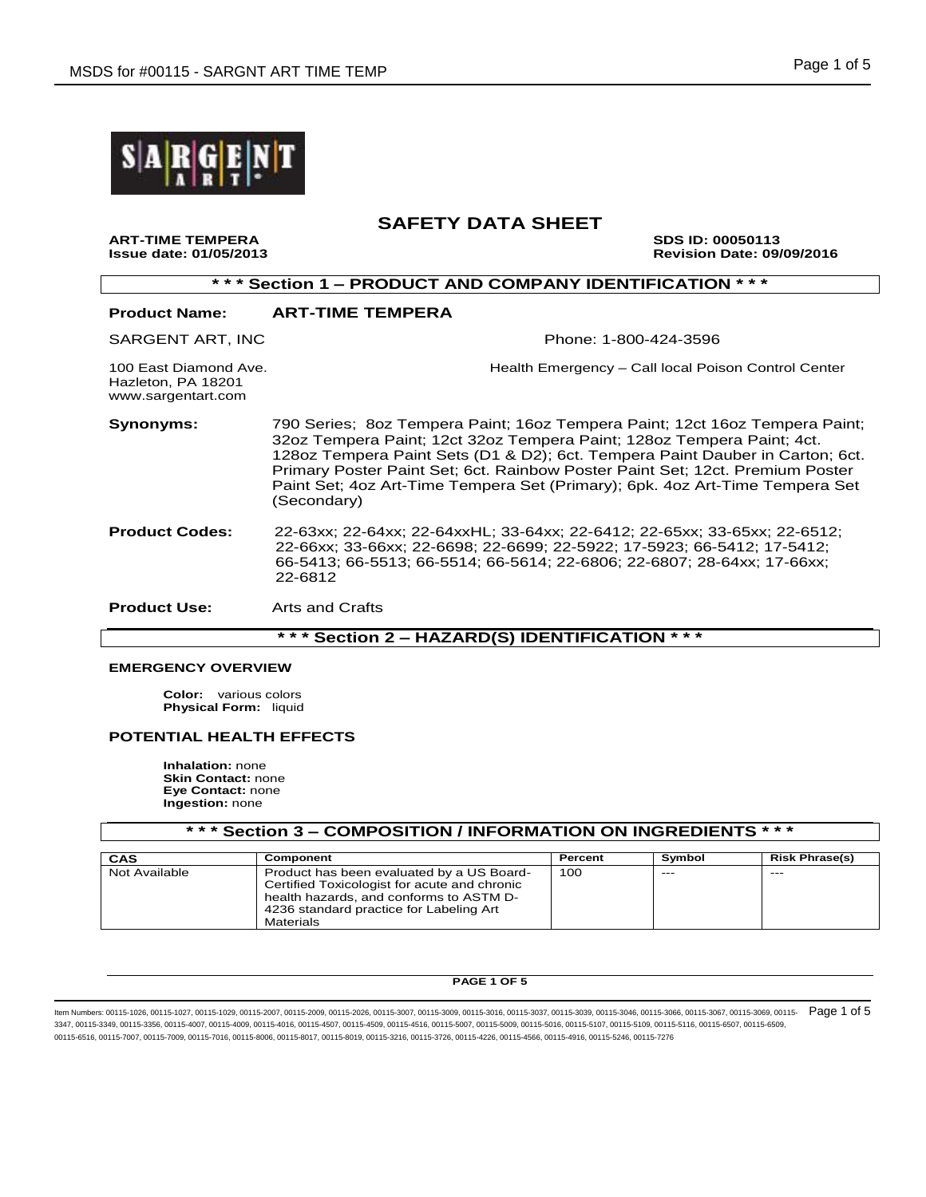# SAFETY DATA SHEET

**ART-TIME TEMPERA**
**Issue date: 01/05/2013**

**SDS ID: 00050113**
**Revision Date: 09/09/2016**

## * * * Section 1 – PRODUCT AND COMPANY IDENTIFICATION * * *

**Product Name:** **ART-TIME TEMPERA**

SARGENT ART, INC
100 East Diamond Ave.
Hazleton, PA 18201
www.sargentart.com

Phone: 1-800-424-3596

Health Emergency – Call local Poison Control Center

**Synonyms:** 790 Series; 8oz Tempera Paint; 16oz Tempera Paint; 12ct 16oz Tempera Paint; 32oz Tempera Paint; 12ct 32oz Tempera Paint; 128oz Tempera Paint; 4ct. 128oz Tempera Paint Sets (D1 & D2); 6ct. Tempera Paint Dauber in Carton; 6ct. Primary Poster Paint Set; 6ct. Rainbow Poster Paint Set; 12ct. Premium Poster Paint Set; 4oz Art-Time Tempera Set (Primary); 6pk. 4oz Art-Time Tempera Set (Secondary)

**Product Codes:** 22-63xx; 22-64xx; 22-64xxHL; 33-64xx; 22-6412; 22-65xx; 33-65xx; 22-6512; 22-66xx; 33-66xx; 22-6698; 22-6699; 22-5922; 17-5923; 66-5412; 17-5412; 66-5413; 66-5513; 66-5514; 66-5614; 22-6806; 22-6807; 28-64xx; 17-66xx; 22-6812

**Product Use:** Arts and Crafts

## * * * Section 2 – HAZARD(S) IDENTIFICATION * * *

### EMERGENCY OVERVIEW

**Color:** various colors
**Physical Form:** liquid

### POTENTIAL HEALTH EFFECTS

**Inhalation:** none
**Skin Contact:** none
**Eye Contact:** none
**Ingestion:** none

## * * * Section 3 – COMPOSITION / INFORMATION ON INGREDIENTS * * *

| CAS | Component | Percent | Symbol | Risk Phrase(s) |
|---|---|---|---|---|
| Not Available | Product has been evaluated by a US Board-Certified Toxicologist for acute and chronic health hazards, and conforms to ASTM D-4236 standard practice for Labeling Art Materials | 100 | --- | --- |

Item Numbers: 00115-1026, 00115-1027, 00115-1029, 00115-2007, 00115-2009, 00115-2026, 00115-3007, 00115-3009, 00115-3016, 00115-3037, 00115-3039, 00115-3046, 00115-3066, 00115-3067, 00115-3069, 00115-3347, 00115-3349, 00115-3356, 00115-4007, 00115-4009, 00115-4016, 00115-4507, 00115-4509, 00115-4516, 00115-5007, 00115-5009, 00115-5016, 00115-5107, 00115-5109, 00115-5116, 00115-6507, 00115-6509, 00115-6516, 00115-7007, 00115-7009, 00115-7016, 00115-8006, 00115-8017, 00115-8019, 00115-3216, 00115-3726, 00115-4226, 00115-4566, 00115-4916, 00115-5246, 00115-7276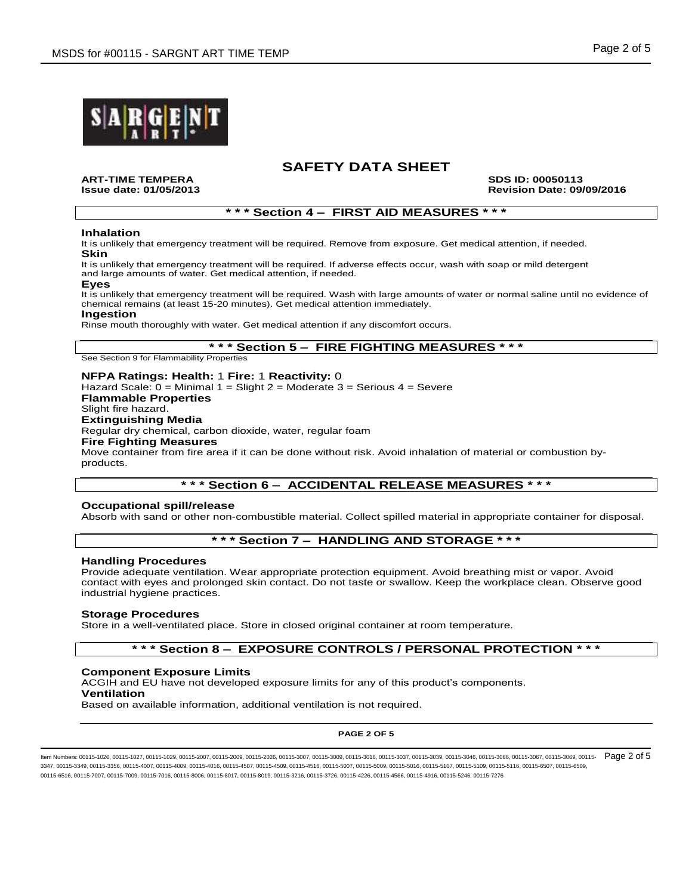# SAFETY DATA SHEET

**ART-TIME TEMPERA** **SDS ID: 00050113**
**Issue date: 01/05/2013** **Revision Date: 09/09/2016**

## * * * Section 4 – FIRST AID MEASURES * * *

**Inhalation**
It is unlikely that emergency treatment will be required. Remove from exposure. Get medical attention, if needed.

**Skin**
It is unlikely that emergency treatment will be required. If adverse effects occur, wash with soap or mild detergent and large amounts of water. Get medical attention, if needed.

**Eyes**
It is unlikely that emergency treatment will be required. Wash with large amounts of water or normal saline until no evidence of chemical remains (at least 15-20 minutes). Get medical attention immediately.

**Ingestion**
Rinse mouth thoroughly with water. Get medical attention if any discomfort occurs.

## * * * Section 5 – FIRE FIGHTING MEASURES * * *

See Section 9 for Flammability Properties

**NFPA Ratings: Health:** 1 **Fire:** 1 **Reactivity:** 0
Hazard Scale: 0 = Minimal 1 = Slight 2 = Moderate 3 = Serious 4 = Severe

**Flammable Properties**
Slight fire hazard.

**Extinguishing Media**
Regular dry chemical, carbon dioxide, water, regular foam

**Fire Fighting Measures**
Move container from fire area if it can be done without risk. Avoid inhalation of material or combustion by-products.

## * * * Section 6 – ACCIDENTAL RELEASE MEASURES * * *

**Occupational spill/release**
Absorb with sand or other non-combustible material. Collect spilled material in appropriate container for disposal.

## * * * Section 7 – HANDLING AND STORAGE * * *

**Handling Procedures**
Provide adequate ventilation. Wear appropriate protection equipment. Avoid breathing mist or vapor. Avoid contact with eyes and prolonged skin contact. Do not taste or swallow. Keep the workplace clean. Observe good industrial hygiene practices.

**Storage Procedures**
Store in a well-ventilated place. Store in closed original container at room temperature.

## * * * Section 8 – EXPOSURE CONTROLS / PERSONAL PROTECTION * * *

**Component Exposure Limits**
ACGIH and EU have not developed exposure limits for any of this product's components.

**Ventilation**
Based on available information, additional ventilation is not required.

Item Numbers: 00115-1026, 00115-1027, 00115-1029, 00115-2007, 00115-2009, 00115-2026, 00115-3007, 00115-3009, 00115-3016, 00115-3037, 00115-3039, 00115-3046, 00115-3066, 00115-3067, 00115-3069, 00115-3347, 00115-3349, 00115-3356, 00115-4007, 00115-4009, 00115-4016, 00115-4507, 00115-4509, 00115-4516, 00115-5007, 00115-5009, 00115-5016, 00115-5107, 00115-5109, 00115-5116, 00115-6507, 00115-6509, 00115-6516, 00115-7007, 00115-7009, 00115-7016, 00115-8006, 00115-8017, 00115-8019, 00115-3216, 00115-3726, 00115-4226, 00115-4566, 00115-4916, 00115-5246, 00115-7276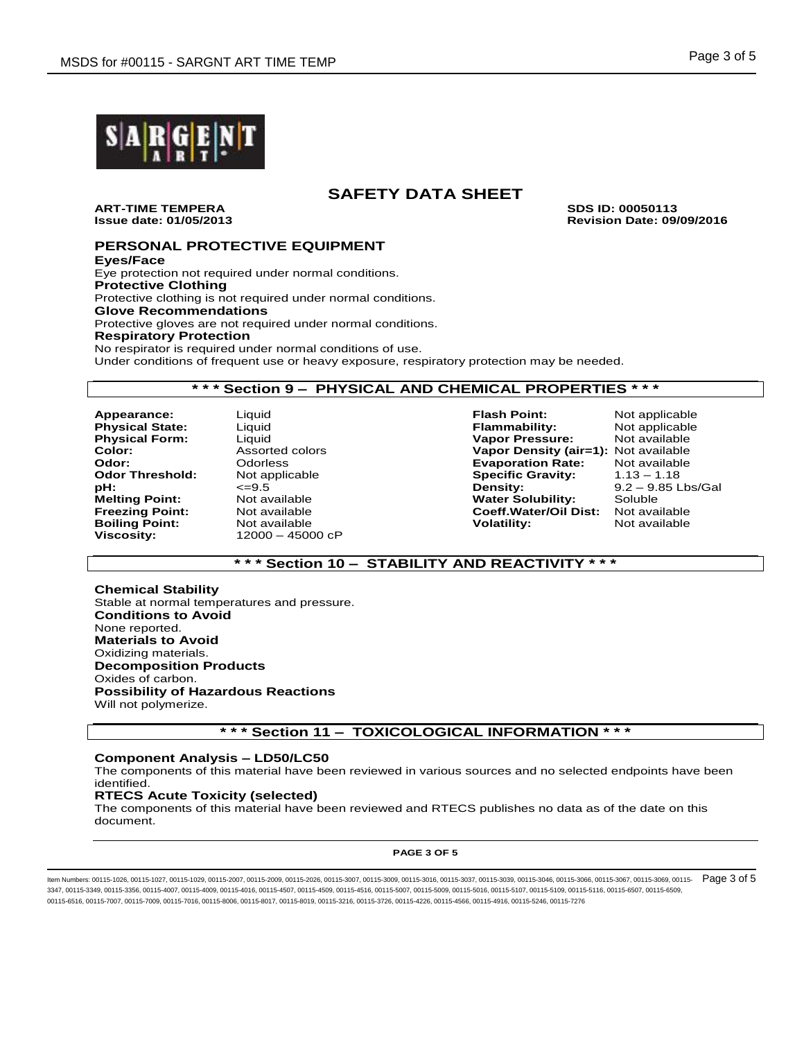# SAFETY DATA SHEET

**ART-TIME TEMPERA**
**Issue date: 01/05/2013**

**SDS ID: 00050113**
**Revision Date: 09/09/2016**

## PERSONAL PROTECTIVE EQUIPMENT

**Eyes/Face**

Eye protection not required under normal conditions.

**Protective Clothing**

Protective clothing is not required under normal conditions.

**Glove Recommendations**

Protective gloves are not required under normal conditions.

**Respiratory Protection**

No respirator is required under normal conditions of use.
Under conditions of frequent use or heavy exposure, respiratory protection may be needed.

## * * * Section 9 – PHYSICAL AND CHEMICAL PROPERTIES * * *

| | | | |
|---|---|---|---|
| **Appearance:** | Liquid | **Flash Point:** | Not applicable |
| **Physical State:** | Liquid | **Flammability:** | Not applicable |
| **Physical Form:** | Liquid | **Vapor Pressure:** | Not available |
| **Color:** | Assorted colors | **Vapor Density (air=1):** | Not available |
| **Odor:** | Odorless | **Evaporation Rate:** | Not available |
| **Odor Threshold:** | Not applicable | **Specific Gravity:** | 1.13 – 1.18 |
| **pH:** | <=9.5 | **Density:** | 9.2 – 9.85 Lbs/Gal |
| **Melting Point:** | Not available | **Water Solubility:** | Soluble |
| **Freezing Point:** | Not available | **Coeff.Water/Oil Dist:** | Not available |
| **Boiling Point:** | Not available | **Volatility:** | Not available |
| **Viscosity:** | 12000 – 45000 cP | | |

## * * * Section 10 – STABILITY AND REACTIVITY * * *

**Chemical Stability**

Stable at normal temperatures and pressure.

**Conditions to Avoid**

None reported.

**Materials to Avoid**

Oxidizing materials.

**Decomposition Products**

Oxides of carbon.

**Possibility of Hazardous Reactions**

Will not polymerize.

## * * * Section 11 – TOXICOLOGICAL INFORMATION * * *

**Component Analysis – LD50/LC50**

The components of this material have been reviewed in various sources and no selected endpoints have been identified.

**RTECS Acute Toxicity (selected)**

The components of this material have been reviewed and RTECS publishes no data as of the date on this document.

Item Numbers: 00115-1026, 00115-1027, 00115-1029, 00115-2007, 00115-2009, 00115-2026, 00115-3007, 00115-3009, 00115-3016, 00115-3037, 00115-3039, 00115-3046, 00115-3066, 00115-3067, 00115-3069, 00115-3347, 00115-3349, 00115-3356, 00115-4007, 00115-4009, 00115-4016, 00115-4507, 00115-4509, 00115-4516, 00115-5007, 00115-5009, 00115-5016, 00115-5107, 00115-5109, 00115-5116, 00115-6507, 00115-6509, 00115-6516, 00115-7007, 00115-7009, 00115-7016, 00115-8006, 00115-8017, 00115-8019, 00115-3216, 00115-3726, 00115-4226, 00115-4566, 00115-4916, 00115-5246, 00115-7276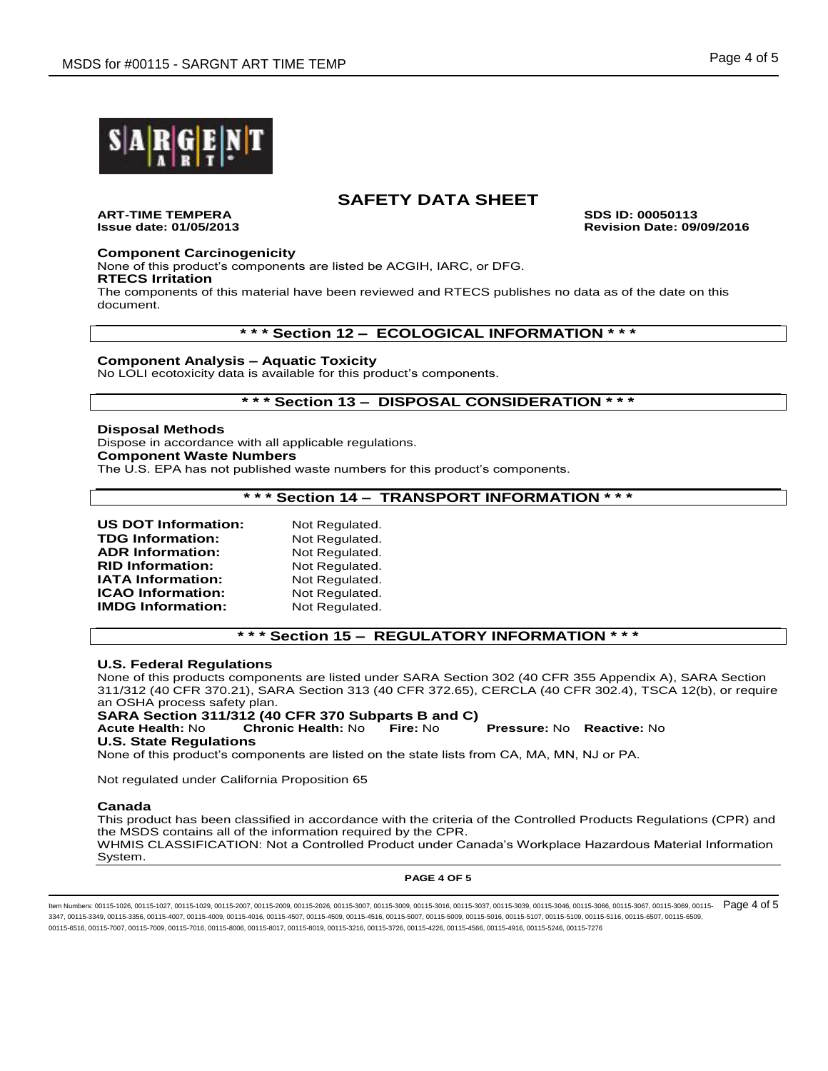# SAFETY DATA SHEET

**ART-TIME TEMPERA** **SDS ID: 00050113**
**Issue date: 01/05/2013** **Revision Date: 09/09/2016**

**Component Carcinogenicity**
None of this product's components are listed be ACGIH, IARC, or DFG.
**RTECS Irritation**
The components of this material have been reviewed and RTECS publishes no data as of the date on this document.

## * * * Section 12 – ECOLOGICAL INFORMATION * * *

**Component Analysis – Aquatic Toxicity**
No LOLI ecotoxicity data is available for this product's components.

## * * * Section 13 – DISPOSAL CONSIDERATION * * *

**Disposal Methods**
Dispose in accordance with all applicable regulations.
**Component Waste Numbers**
The U.S. EPA has not published waste numbers for this product's components.

## * * * Section 14 – TRANSPORT INFORMATION * * *

**US DOT Information:** Not Regulated.
**TDG Information:** Not Regulated.
**ADR Information:** Not Regulated.
**RID Information:** Not Regulated.
**IATA Information:** Not Regulated.
**ICAO Information:** Not Regulated.
**IMDG Information:** Not Regulated.

## * * * Section 15 – REGULATORY INFORMATION * * *

**U.S. Federal Regulations**
None of this products components are listed under SARA Section 302 (40 CFR 355 Appendix A), SARA Section 311/312 (40 CFR 370.21), SARA Section 313 (40 CFR 372.65), CERCLA (40 CFR 302.4), TSCA 12(b), or require an OSHA process safety plan.
**SARA Section 311/312 (40 CFR 370 Subparts B and C)**
**Acute Health:** No **Chronic Health:** No **Fire:** No **Pressure:** No **Reactive:** No
**U.S. State Regulations**
None of this product's components are listed on the state lists from CA, MA, MN, NJ or PA.

Not regulated under California Proposition 65

**Canada**
This product has been classified in accordance with the criteria of the Controlled Products Regulations (CPR) and the MSDS contains all of the information required by the CPR.
WHMIS CLASSIFICATION: Not a Controlled Product under Canada's Workplace Hazardous Material Information System.

Item Numbers: 00115-1026, 00115-1027, 00115-1029, 00115-2007, 00115-2009, 00115-2026, 00115-3007, 00115-3009, 00115-3016, 00115-3037, 00115-3039, 00115-3046, 00115-3066, 00115-3067, 00115-3069, 00115-3347, 00115-3349, 00115-3356, 00115-4007, 00115-4009, 00115-4016, 00115-4507, 00115-4509, 00115-4516, 00115-5007, 00115-5009, 00115-5016, 00115-5107, 00115-5109, 00115-5116, 00115-6507, 00115-6509, 00115-6516, 00115-7007, 00115-7009, 00115-7016, 00115-8006, 00115-8017, 00115-8019, 00115-3216, 00115-3726, 00115-4226, 00115-4566, 00115-4916, 00115-5246, 00115-7276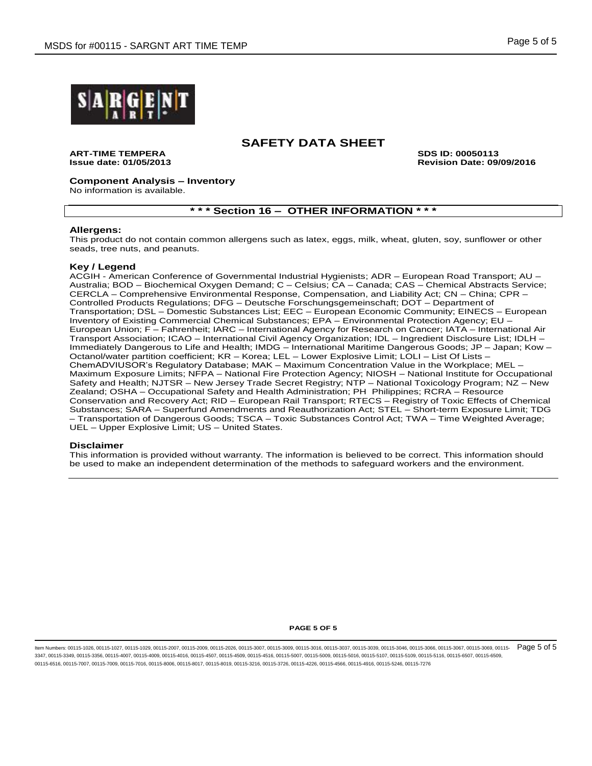# SAFETY DATA SHEET

**ART-TIME TEMPERA** **SDS ID: 00050113**
**Issue date: 01/05/2013** **Revision Date: 09/09/2016**

**Component Analysis – Inventory**
No information is available.

## * * * Section 16 – OTHER INFORMATION * * *

**Allergens:**
This product do not contain common allergens such as latex, eggs, milk, wheat, gluten, soy, sunflower or other seads, tree nuts, and peanuts.

**Key / Legend**
ACGIH - American Conference of Governmental Industrial Hygienists; ADR – European Road Transport; AU – Australia; BOD – Biochemical Oxygen Demand; C – Celsius; CA – Canada; CAS – Chemical Abstracts Service; CERCLA – Comprehensive Environmental Response, Compensation, and Liability Act; CN – China; CPR – Controlled Products Regulations; DFG – Deutsche Forschungsgemeinschaft; DOT – Department of Transportation; DSL – Domestic Substances List; EEC – European Economic Community; EINECS – European Inventory of Existing Commercial Chemical Substances; EPA – Environmental Protection Agency; EU – European Union; F – Fahrenheit; IARC – International Agency for Research on Cancer; IATA – International Air Transport Association; ICAO – International Civil Agency Organization; IDL – Ingredient Disclosure List; IDLH – Immediately Dangerous to Life and Health; IMDG – International Maritime Dangerous Goods; JP – Japan; Kow – Octanol/water partition coefficient; KR – Korea; LEL – Lower Explosive Limit; LOLI – List Of Lists – ChemADVIUSOR's Regulatory Database; MAK – Maximum Concentration Value in the Workplace; MEL – Maximum Exposure Limits; NFPA – National Fire Protection Agency; NIOSH – National Institute for Occupational Safety and Health; NJTSR – New Jersey Trade Secret Registry; NTP – National Toxicology Program; NZ – New Zealand; OSHA – Occupational Safety and Health Administration; PH Philippines; RCRA – Resource Conservation and Recovery Act; RID – European Rail Transport; RTECS – Registry of Toxic Effects of Chemical Substances; SARA – Superfund Amendments and Reauthorization Act; STEL – Short-term Exposure Limit; TDG – Transportation of Dangerous Goods; TSCA – Toxic Substances Control Act; TWA – Time Weighted Average; UEL – Upper Explosive Limit; US – United States.

**Disclaimer**
This information is provided without warranty. The information is believed to be correct. This information should be used to make an independent determination of the methods to safeguard workers and the environment.

Item Numbers: 00115-1026, 00115-1027, 00115-1029, 00115-2007, 00115-2009, 00115-2026, 00115-3007, 00115-3009, 00115-3016, 00115-3037, 00115-3039, 00115-3046, 00115-3066, 00115-3067, 00115-3069, 00115-3347, 00115-3349, 00115-3356, 00115-4007, 00115-4009, 00115-4016, 00115-4507, 00115-4509, 00115-4516, 00115-5007, 00115-5009, 00115-5016, 00115-5107, 00115-5109, 00115-5116, 00115-6507, 00115-6509, 00115-6516, 00115-7007, 00115-7009, 00115-7016, 00115-8006, 00115-8017, 00115-8019, 00115-3216, 00115-3726, 00115-4226, 00115-4566, 00115-4916, 00115-5246, 00115-7276